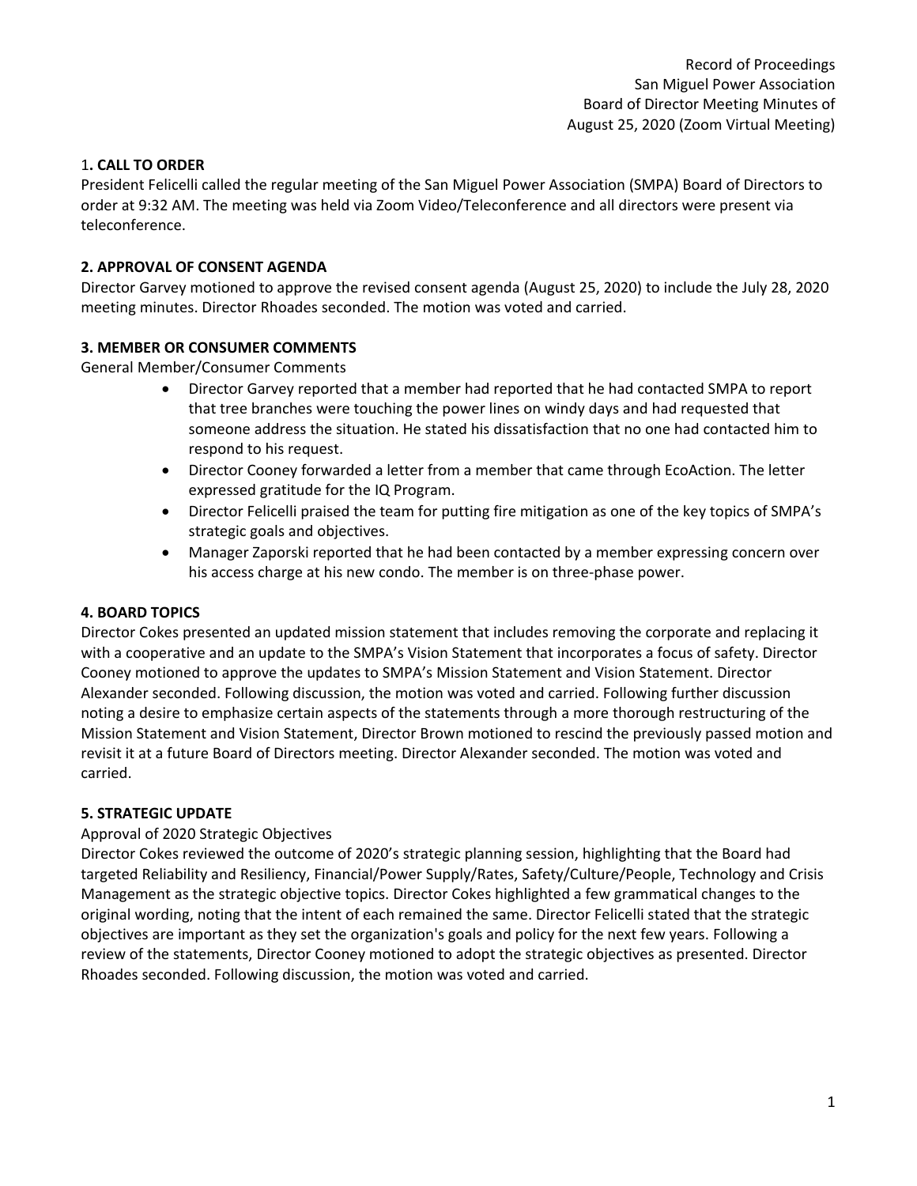Record of Proceedings
San Miguel Power Association
Board of Director Meeting Minutes of
August 25, 2020 (Zoom Virtual Meeting)

## 1. CALL TO ORDER

President Felicelli called the regular meeting of the San Miguel Power Association (SMPA) Board of Directors to order at 9:32 AM. The meeting was held via Zoom Video/Teleconference and all directors were present via teleconference.

## 2. APPROVAL OF CONSENT AGENDA

Director Garvey motioned to approve the revised consent agenda (August 25, 2020) to include the July 28, 2020 meeting minutes. Director Rhoades seconded. The motion was voted and carried.

## 3. MEMBER OR CONSUMER COMMENTS

General Member/Consumer Comments

- Director Garvey reported that a member had reported that he had contacted SMPA to report that tree branches were touching the power lines on windy days and had requested that someone address the situation. He stated his dissatisfaction that no one had contacted him to respond to his request.
- Director Cooney forwarded a letter from a member that came through EcoAction. The letter expressed gratitude for the IQ Program.
- Director Felicelli praised the team for putting fire mitigation as one of the key topics of SMPA's strategic goals and objectives.
- Manager Zaporski reported that he had been contacted by a member expressing concern over his access charge at his new condo. The member is on three-phase power.

## 4. BOARD TOPICS

Director Cokes presented an updated mission statement that includes removing the corporate and replacing it with a cooperative and an update to the SMPA's Vision Statement that incorporates a focus of safety. Director Cooney motioned to approve the updates to SMPA's Mission Statement and Vision Statement. Director Alexander seconded. Following discussion, the motion was voted and carried. Following further discussion noting a desire to emphasize certain aspects of the statements through a more thorough restructuring of the Mission Statement and Vision Statement, Director Brown motioned to rescind the previously passed motion and revisit it at a future Board of Directors meeting. Director Alexander seconded. The motion was voted and carried.

## 5. STRATEGIC UPDATE

Approval of 2020 Strategic Objectives

Director Cokes reviewed the outcome of 2020's strategic planning session, highlighting that the Board had targeted Reliability and Resiliency, Financial/Power Supply/Rates, Safety/Culture/People, Technology and Crisis Management as the strategic objective topics. Director Cokes highlighted a few grammatical changes to the original wording, noting that the intent of each remained the same. Director Felicelli stated that the strategic objectives are important as they set the organization's goals and policy for the next few years. Following a review of the statements, Director Cooney motioned to adopt the strategic objectives as presented. Director Rhoades seconded. Following discussion, the motion was voted and carried.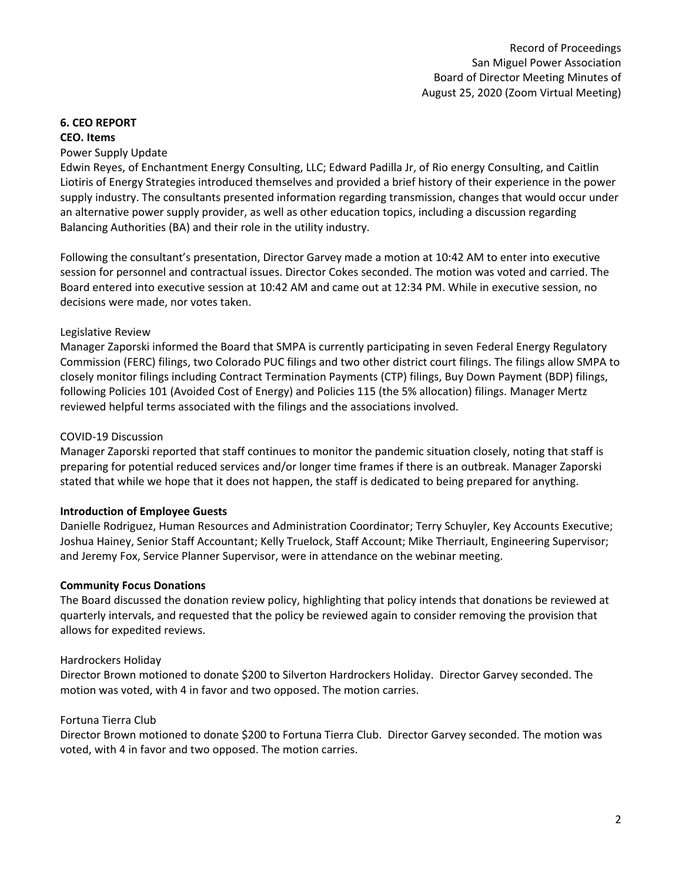### 6. CEO REPORT

**CEO. Items**

Power Supply Update

Edwin Reyes, of Enchantment Energy Consulting, LLC; Edward Padilla Jr, of Rio energy Consulting, and Caitlin Liotiris of Energy Strategies introduced themselves and provided a brief history of their experience in the power supply industry. The consultants presented information regarding transmission, changes that would occur under an alternative power supply provider, as well as other education topics, including a discussion regarding Balancing Authorities (BA) and their role in the utility industry.

Following the consultant's presentation, Director Garvey made a motion at 10:42 AM to enter into executive session for personnel and contractual issues. Director Cokes seconded. The motion was voted and carried. The Board entered into executive session at 10:42 AM and came out at 12:34 PM. While in executive session, no decisions were made, nor votes taken.

Legislative Review

Manager Zaporski informed the Board that SMPA is currently participating in seven Federal Energy Regulatory Commission (FERC) filings, two Colorado PUC filings and two other district court filings. The filings allow SMPA to closely monitor filings including Contract Termination Payments (CTP) filings, Buy Down Payment (BDP) filings, following Policies 101 (Avoided Cost of Energy) and Policies 115 (the 5% allocation) filings. Manager Mertz reviewed helpful terms associated with the filings and the associations involved.

COVID-19 Discussion

Manager Zaporski reported that staff continues to monitor the pandemic situation closely, noting that staff is preparing for potential reduced services and/or longer time frames if there is an outbreak. Manager Zaporski stated that while we hope that it does not happen, the staff is dedicated to being prepared for anything.

**Introduction of Employee Guests**

Danielle Rodriguez, Human Resources and Administration Coordinator; Terry Schuyler, Key Accounts Executive; Joshua Hainey, Senior Staff Accountant; Kelly Truelock, Staff Account; Mike Therriault, Engineering Supervisor; and Jeremy Fox, Service Planner Supervisor, were in attendance on the webinar meeting.

**Community Focus Donations**

The Board discussed the donation review policy, highlighting that policy intends that donations be reviewed at quarterly intervals, and requested that the policy be reviewed again to consider removing the provision that allows for expedited reviews.

Hardrockers Holiday

Director Brown motioned to donate $200 to Silverton Hardrockers Holiday. Director Garvey seconded. The motion was voted, with 4 in favor and two opposed. The motion carries.

Fortuna Tierra Club

Director Brown motioned to donate $200 to Fortuna Tierra Club. Director Garvey seconded. The motion was voted, with 4 in favor and two opposed. The motion carries.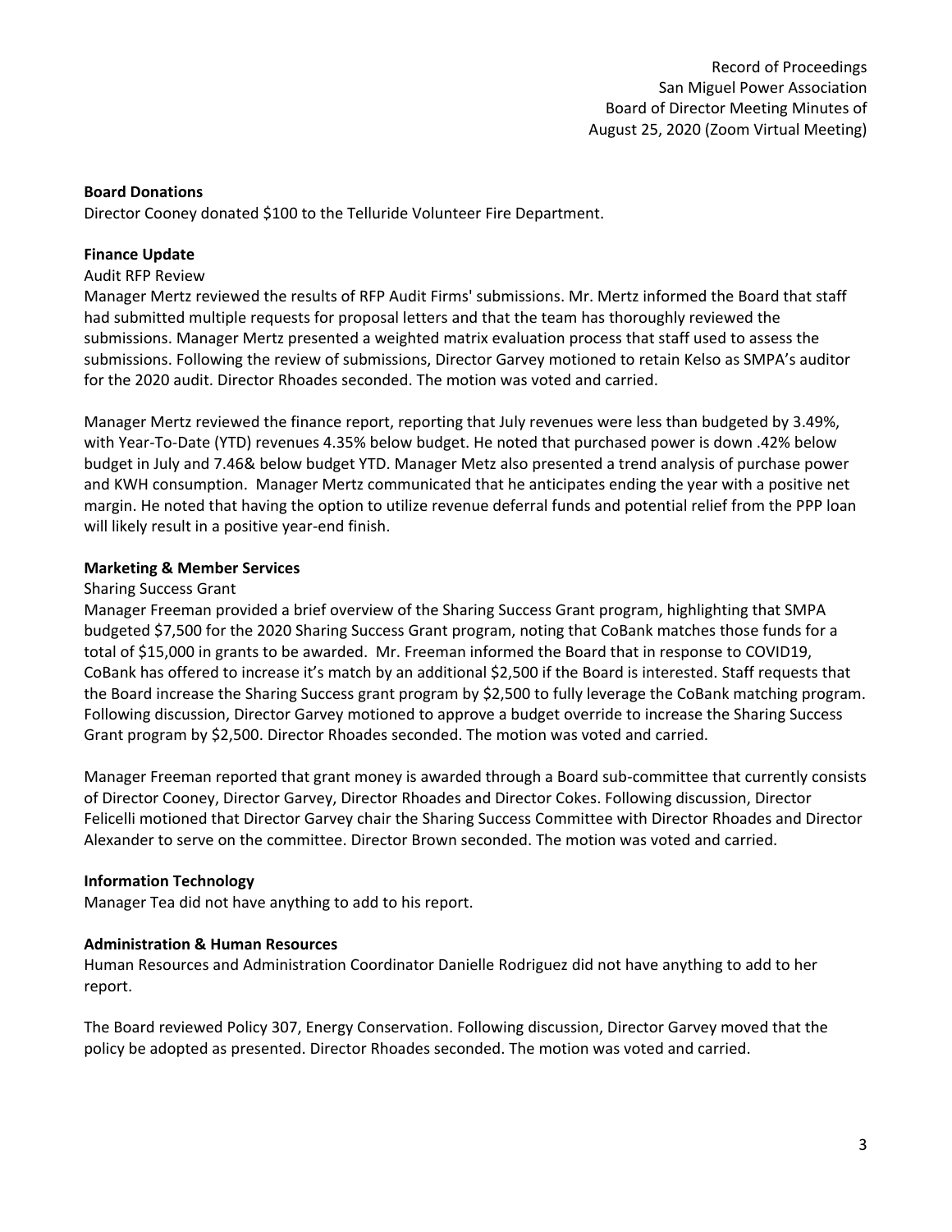**Board Donations**

Director Cooney donated $100 to the Telluride Volunteer Fire Department.

**Finance Update**

Audit RFP Review

Manager Mertz reviewed the results of RFP Audit Firms' submissions. Mr. Mertz informed the Board that staff had submitted multiple requests for proposal letters and that the team has thoroughly reviewed the submissions. Manager Mertz presented a weighted matrix evaluation process that staff used to assess the submissions. Following the review of submissions, Director Garvey motioned to retain Kelso as SMPA's auditor for the 2020 audit. Director Rhoades seconded. The motion was voted and carried.

Manager Mertz reviewed the finance report, reporting that July revenues were less than budgeted by 3.49%, with Year-To-Date (YTD) revenues 4.35% below budget. He noted that purchased power is down .42% below budget in July and 7.46& below budget YTD. Manager Metz also presented a trend analysis of purchase power and KWH consumption. Manager Mertz communicated that he anticipates ending the year with a positive net margin. He noted that having the option to utilize revenue deferral funds and potential relief from the PPP loan will likely result in a positive year-end finish.

**Marketing & Member Services**

Sharing Success Grant

Manager Freeman provided a brief overview of the Sharing Success Grant program, highlighting that SMPA budgeted $7,500 for the 2020 Sharing Success Grant program, noting that CoBank matches those funds for a total of $15,000 in grants to be awarded. Mr. Freeman informed the Board that in response to COVID19, CoBank has offered to increase it's match by an additional $2,500 if the Board is interested. Staff requests that the Board increase the Sharing Success grant program by $2,500 to fully leverage the CoBank matching program. Following discussion, Director Garvey motioned to approve a budget override to increase the Sharing Success Grant program by $2,500. Director Rhoades seconded. The motion was voted and carried.

Manager Freeman reported that grant money is awarded through a Board sub-committee that currently consists of Director Cooney, Director Garvey, Director Rhoades and Director Cokes. Following discussion, Director Felicelli motioned that Director Garvey chair the Sharing Success Committee with Director Rhoades and Director Alexander to serve on the committee. Director Brown seconded. The motion was voted and carried.

**Information Technology**

Manager Tea did not have anything to add to his report.

**Administration & Human Resources**

Human Resources and Administration Coordinator Danielle Rodriguez did not have anything to add to her report.

The Board reviewed Policy 307, Energy Conservation. Following discussion, Director Garvey moved that the policy be adopted as presented. Director Rhoades seconded. The motion was voted and carried.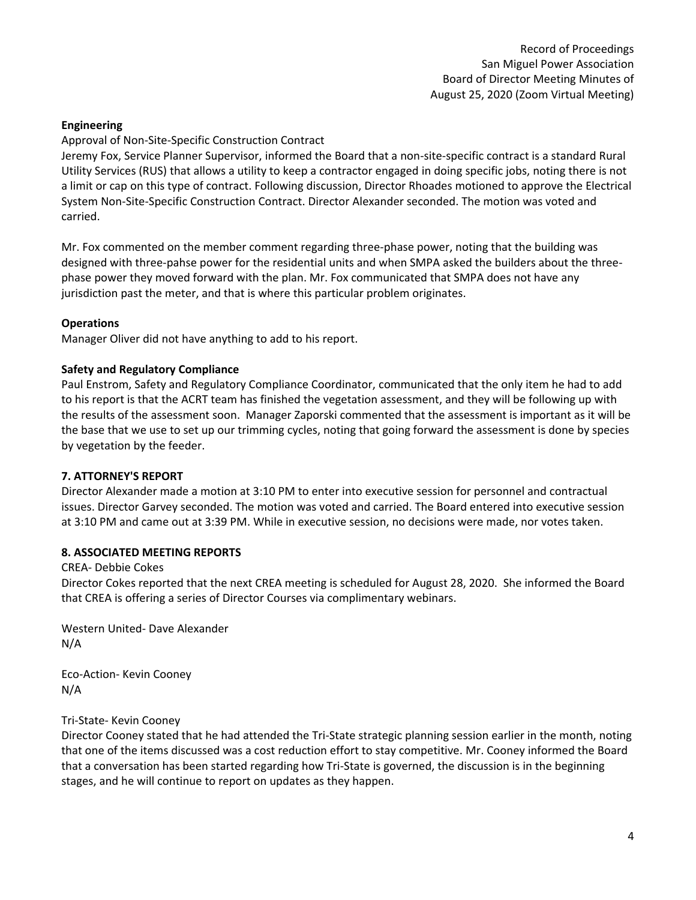**Engineering**

Approval of Non-Site-Specific Construction Contract

Jeremy Fox, Service Planner Supervisor, informed the Board that a non-site-specific contract is a standard Rural Utility Services (RUS) that allows a utility to keep a contractor engaged in doing specific jobs, noting there is not a limit or cap on this type of contract. Following discussion, Director Rhoades motioned to approve the Electrical System Non-Site-Specific Construction Contract. Director Alexander seconded. The motion was voted and carried.

Mr. Fox commented on the member comment regarding three-phase power, noting that the building was designed with three-pahse power for the residential units and when SMPA asked the builders about the three-phase power they moved forward with the plan. Mr. Fox communicated that SMPA does not have any jurisdiction past the meter, and that is where this particular problem originates.

**Operations**

Manager Oliver did not have anything to add to his report.

**Safety and Regulatory Compliance**

Paul Enstrom, Safety and Regulatory Compliance Coordinator, communicated that the only item he had to add to his report is that the ACRT team has finished the vegetation assessment, and they will be following up with the results of the assessment soon. Manager Zaporski commented that the assessment is important as it will be the base that we use to set up our trimming cycles, noting that going forward the assessment is done by species by vegetation by the feeder.

## 7. ATTORNEY'S REPORT

Director Alexander made a motion at 3:10 PM to enter into executive session for personnel and contractual issues. Director Garvey seconded. The motion was voted and carried. The Board entered into executive session at 3:10 PM and came out at 3:39 PM. While in executive session, no decisions were made, nor votes taken.

## 8. ASSOCIATED MEETING REPORTS

CREA- Debbie Cokes

Director Cokes reported that the next CREA meeting is scheduled for August 28, 2020. She informed the Board that CREA is offering a series of Director Courses via complimentary webinars.

Western United- Dave Alexander

N/A

Eco-Action- Kevin Cooney

N/A

Tri-State- Kevin Cooney

Director Cooney stated that he had attended the Tri-State strategic planning session earlier in the month, noting that one of the items discussed was a cost reduction effort to stay competitive. Mr. Cooney informed the Board that a conversation has been started regarding how Tri-State is governed, the discussion is in the beginning stages, and he will continue to report on updates as they happen.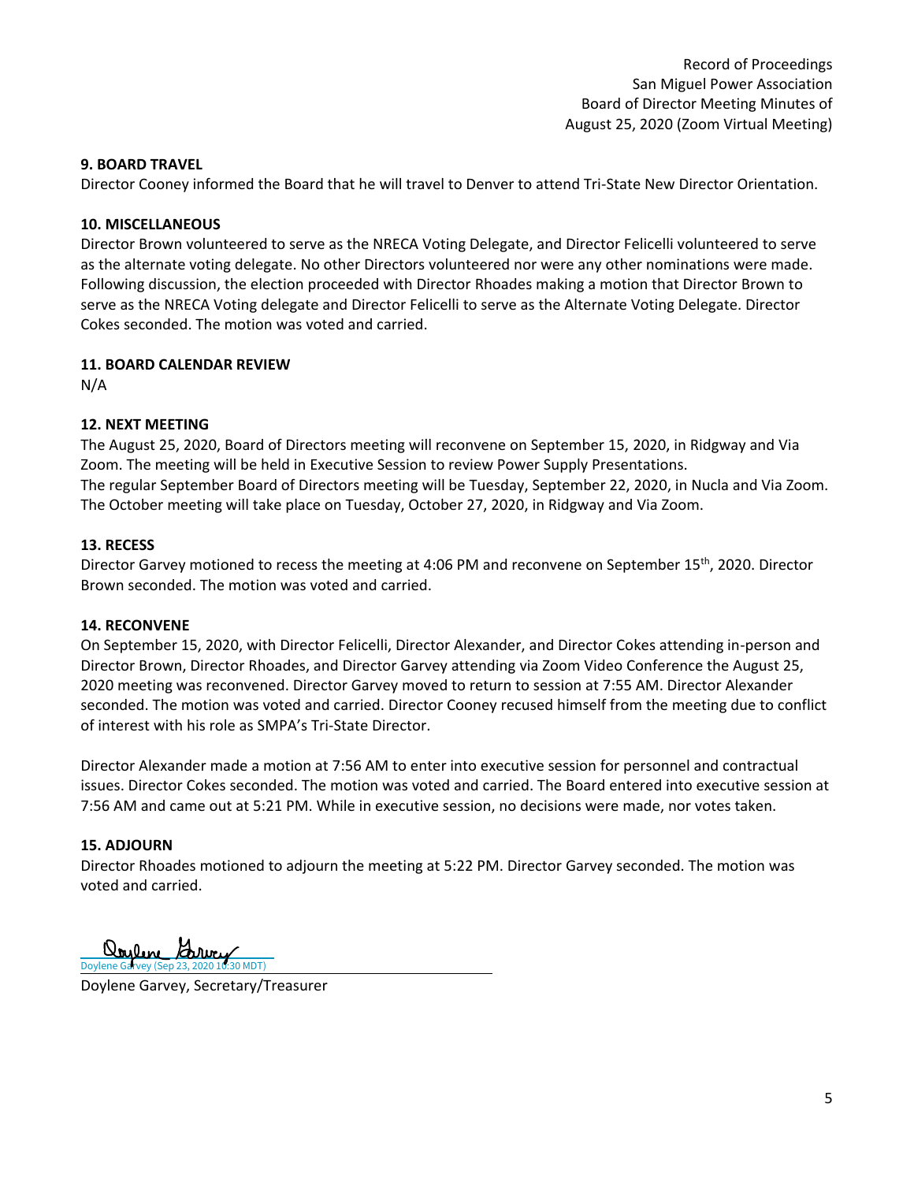**9. BOARD TRAVEL**

Director Cooney informed the Board that he will travel to Denver to attend Tri-State New Director Orientation.

**10. MISCELLANEOUS**

Director Brown volunteered to serve as the NRECA Voting Delegate, and Director Felicelli volunteered to serve as the alternate voting delegate. No other Directors volunteered nor were any other nominations were made. Following discussion, the election proceeded with Director Rhoades making a motion that Director Brown to serve as the NRECA Voting delegate and Director Felicelli to serve as the Alternate Voting Delegate. Director Cokes seconded. The motion was voted and carried.

**11. BOARD CALENDAR REVIEW**

N/A

**12. NEXT MEETING**

The August 25, 2020, Board of Directors meeting will reconvene on September 15, 2020, in Ridgway and Via Zoom. The meeting will be held in Executive Session to review Power Supply Presentations.
The regular September Board of Directors meeting will be Tuesday, September 22, 2020, in Nucla and Via Zoom.
The October meeting will take place on Tuesday, October 27, 2020, in Ridgway and Via Zoom.

**13. RECESS**

Director Garvey motioned to recess the meeting at 4:06 PM and reconvene on September 15th, 2020. Director Brown seconded. The motion was voted and carried.

**14. RECONVENE**

On September 15, 2020, with Director Felicelli, Director Alexander, and Director Cokes attending in-person and Director Brown, Director Rhoades, and Director Garvey attending via Zoom Video Conference the August 25, 2020 meeting was reconvened. Director Garvey moved to return to session at 7:55 AM. Director Alexander seconded. The motion was voted and carried. Director Cooney recused himself from the meeting due to conflict of interest with his role as SMPA's Tri-State Director.

Director Alexander made a motion at 7:56 AM to enter into executive session for personnel and contractual issues. Director Cokes seconded. The motion was voted and carried. The Board entered into executive session at 7:56 AM and came out at 5:21 PM. While in executive session, no decisions were made, nor votes taken.

**15. ADJOURN**

Director Rhoades motioned to adjourn the meeting at 5:22 PM. Director Garvey seconded. The motion was voted and carried.

Doylene Garvey (Sep 23, 2020 10:30 MDT)

Doylene Garvey, Secretary/Treasurer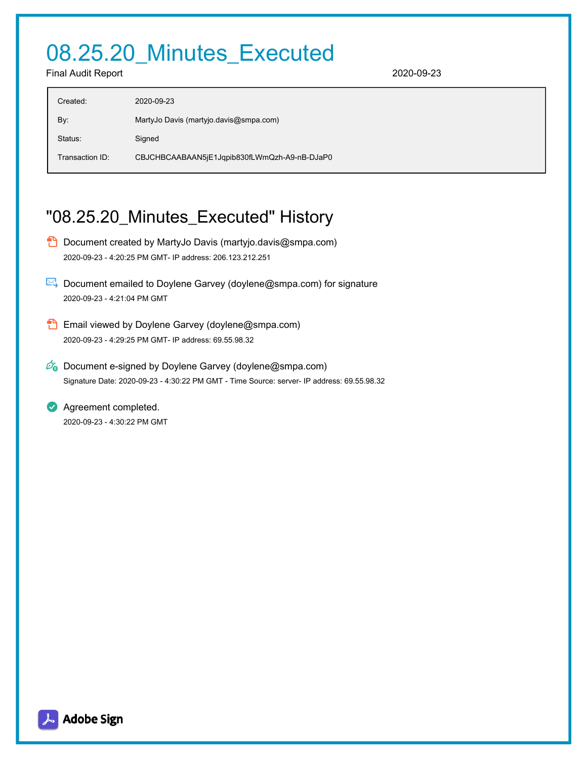# 08.25.20_Minutes_Executed

Final Audit Report 2020-09-23

| | |
|---|---|
| Created: | 2020-09-23 |
| By: | MartyJo Davis (martyjo.davis@smpa.com) |
| Status: | Signed |
| Transaction ID: | CBJCHBCAABAAN5jE1Jqpib830fLWmQzh-A9-nB-DJaP0 |

## "08.25.20_Minutes_Executed" History

Document created by MartyJo Davis (martyjo.davis@smpa.com)
2020-09-23 - 4:20:25 PM GMT- IP address: 206.123.212.251

Document emailed to Doylene Garvey (doylene@smpa.com) for signature
2020-09-23 - 4:21:04 PM GMT

Email viewed by Doylene Garvey (doylene@smpa.com)
2020-09-23 - 4:29:25 PM GMT- IP address: 69.55.98.32

Document e-signed by Doylene Garvey (doylene@smpa.com)
Signature Date: 2020-09-23 - 4:30:22 PM GMT - Time Source: server- IP address: 69.55.98.32

Agreement completed.
2020-09-23 - 4:30:22 PM GMT

Adobe Sign